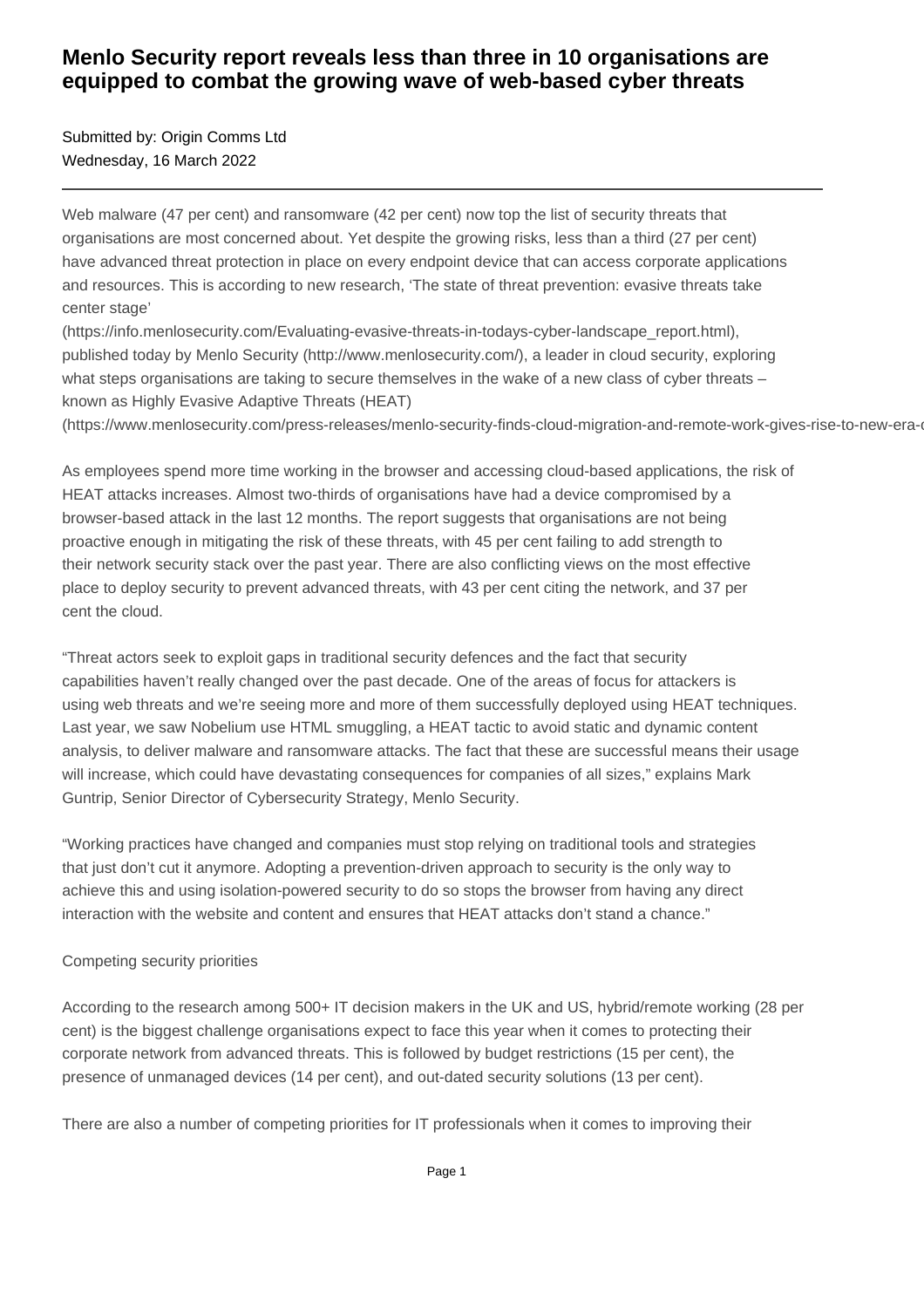# Menlo Security report reveals less than three in 10 organisations are equipped to combat the growing wave of web-based cyber threats

Submitted by: Origin Comms Ltd
Wednesday, 16 March 2022

---

Web malware (47 per cent) and ransomware (42 per cent) now top the list of security threats that organisations are most concerned about. Yet despite the growing risks, less than a third (27 per cent) have advanced threat protection in place on every endpoint device that can access corporate applications and resources. This is according to new research, 'The state of threat prevention: evasive threats take center stage' (https://info.menlosecurity.com/Evaluating-evasive-threats-in-todays-cyber-landscape_report.html), published today by Menlo Security (http://www.menlosecurity.com/), a leader in cloud security, exploring what steps organisations are taking to secure themselves in the wake of a new class of cyber threats – known as Highly Evasive Adaptive Threats (HEAT) (https://www.menlosecurity.com/press-releases/menlo-security-finds-cloud-migration-and-remote-work-gives-rise-to-new-era-o

As employees spend more time working in the browser and accessing cloud-based applications, the risk of HEAT attacks increases. Almost two-thirds of organisations have had a device compromised by a browser-based attack in the last 12 months. The report suggests that organisations are not being proactive enough in mitigating the risk of these threats, with 45 per cent failing to add strength to their network security stack over the past year. There are also conflicting views on the most effective place to deploy security to prevent advanced threats, with 43 per cent citing the network, and 37 per cent the cloud.

"Threat actors seek to exploit gaps in traditional security defences and the fact that security capabilities haven't really changed over the past decade. One of the areas of focus for attackers is using web threats and we're seeing more and more of them successfully deployed using HEAT techniques. Last year, we saw Nobelium use HTML smuggling, a HEAT tactic to avoid static and dynamic content analysis, to deliver malware and ransomware attacks. The fact that these are successful means their usage will increase, which could have devastating consequences for companies of all sizes," explains Mark Guntrip, Senior Director of Cybersecurity Strategy, Menlo Security.

"Working practices have changed and companies must stop relying on traditional tools and strategies that just don't cut it anymore. Adopting a prevention-driven approach to security is the only way to achieve this and using isolation-powered security to do so stops the browser from having any direct interaction with the website and content and ensures that HEAT attacks don't stand a chance."

Competing security priorities

According to the research among 500+ IT decision makers in the UK and US, hybrid/remote working (28 per cent) is the biggest challenge organisations expect to face this year when it comes to protecting their corporate network from advanced threats. This is followed by budget restrictions (15 per cent), the presence of unmanaged devices (14 per cent), and out-dated security solutions (13 per cent).

There are also a number of competing priorities for IT professionals when it comes to improving their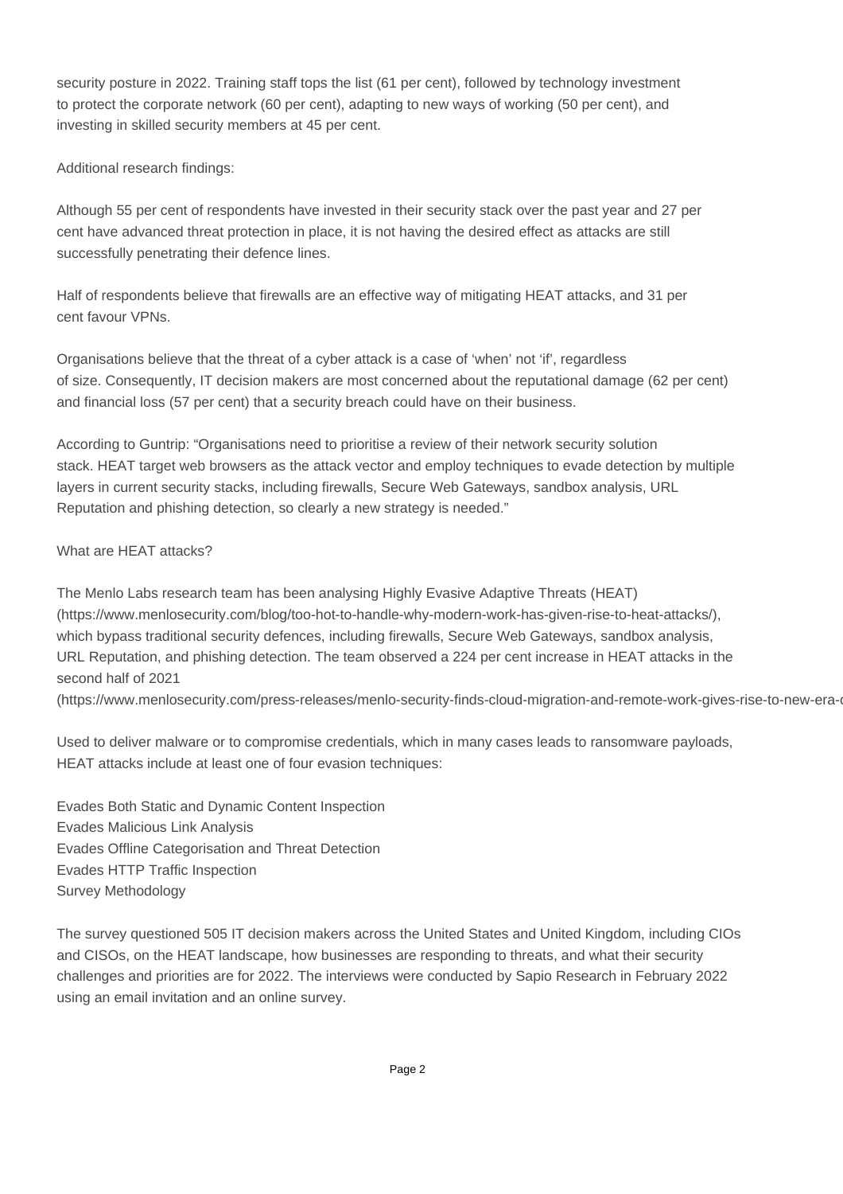security posture in 2022. Training staff tops the list (61 per cent), followed by technology investment to protect the corporate network (60 per cent), adapting to new ways of working (50 per cent), and investing in skilled security members at 45 per cent.

Additional research findings:

Although 55 per cent of respondents have invested in their security stack over the past year and 27 per cent have advanced threat protection in place, it is not having the desired effect as attacks are still successfully penetrating their defence lines.

Half of respondents believe that firewalls are an effective way of mitigating HEAT attacks, and 31 per cent favour VPNs.

Organisations believe that the threat of a cyber attack is a case of 'when' not 'if', regardless of size. Consequently, IT decision makers are most concerned about the reputational damage (62 per cent) and financial loss (57 per cent) that a security breach could have on their business.

According to Guntrip: "Organisations need to prioritise a review of their network security solution stack. HEAT target web browsers as the attack vector and employ techniques to evade detection by multiple layers in current security stacks, including firewalls, Secure Web Gateways, sandbox analysis, URL Reputation and phishing detection, so clearly a new strategy is needed."

What are HEAT attacks?

The Menlo Labs research team has been analysing Highly Evasive Adaptive Threats (HEAT) (https://www.menlosecurity.com/blog/too-hot-to-handle-why-modern-work-has-given-rise-to-heat-attacks/), which bypass traditional security defences, including firewalls, Secure Web Gateways, sandbox analysis, URL Reputation, and phishing detection. The team observed a 224 per cent increase in HEAT attacks in the second half of 2021 (https://www.menlosecurity.com/press-releases/menlo-security-finds-cloud-migration-and-remote-work-gives-rise-to-new-era-o

Used to deliver malware or to compromise credentials, which in many cases leads to ransomware payloads, HEAT attacks include at least one of four evasion techniques:

Evades Both Static and Dynamic Content Inspection
Evades Malicious Link Analysis
Evades Offline Categorisation and Threat Detection
Evades HTTP Traffic Inspection
Survey Methodology

The survey questioned 505 IT decision makers across the United States and United Kingdom, including CIOs and CISOs, on the HEAT landscape, how businesses are responding to threats, and what their security challenges and priorities are for 2022. The interviews were conducted by Sapio Research in February 2022 using an email invitation and an online survey.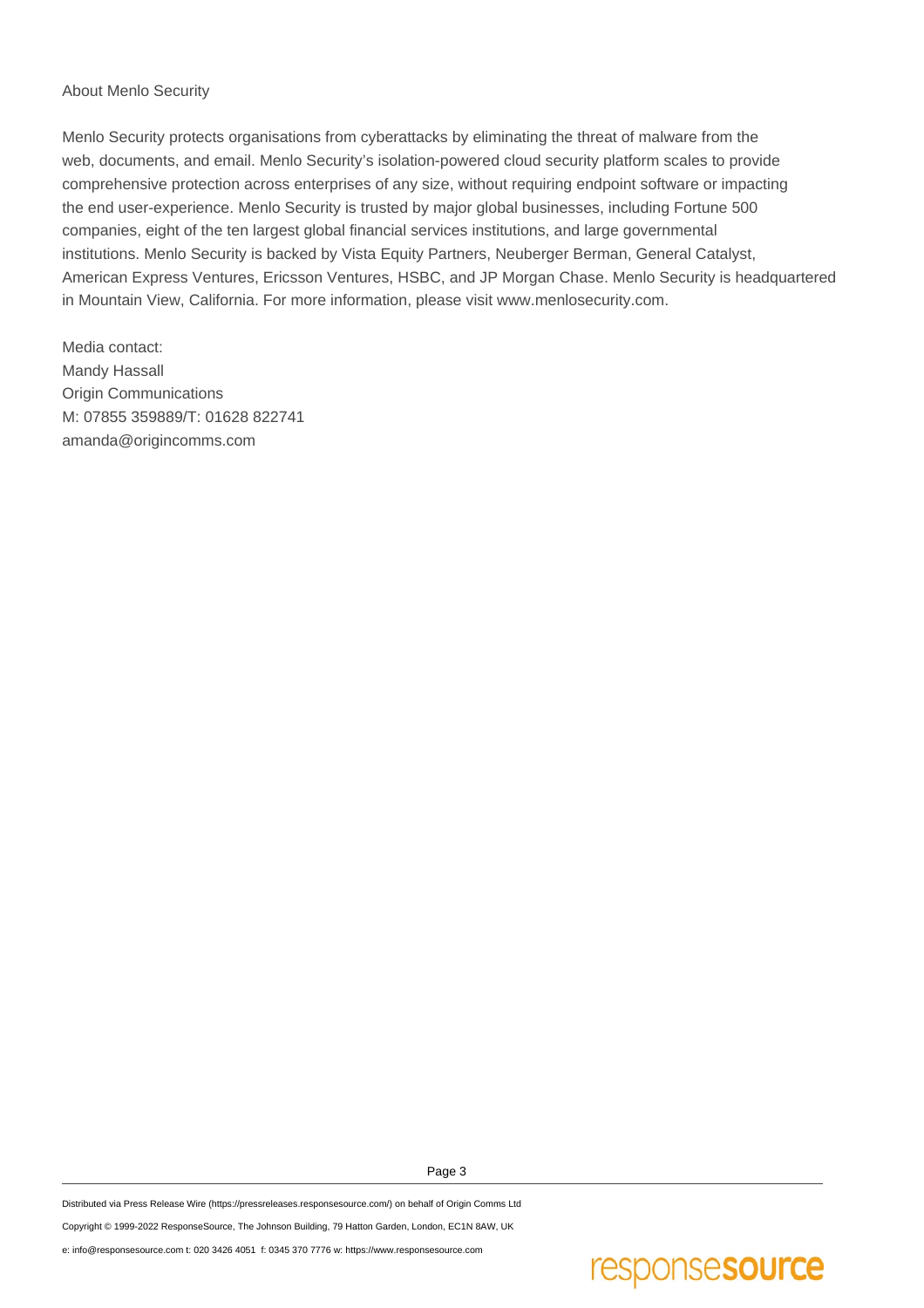About Menlo Security

Menlo Security protects organisations from cyberattacks by eliminating the threat of malware from the web, documents, and email. Menlo Security's isolation-powered cloud security platform scales to provide comprehensive protection across enterprises of any size, without requiring endpoint software or impacting the end user-experience. Menlo Security is trusted by major global businesses, including Fortune 500 companies, eight of the ten largest global financial services institutions, and large governmental institutions. Menlo Security is backed by Vista Equity Partners, Neuberger Berman, General Catalyst, American Express Ventures, Ericsson Ventures, HSBC, and JP Morgan Chase. Menlo Security is headquartered in Mountain View, California. For more information, please visit www.menlosecurity.com.

Media contact:
Mandy Hassall
Origin Communications
M: 07855 359889/T: 01628 822741
amanda@origincomms.com